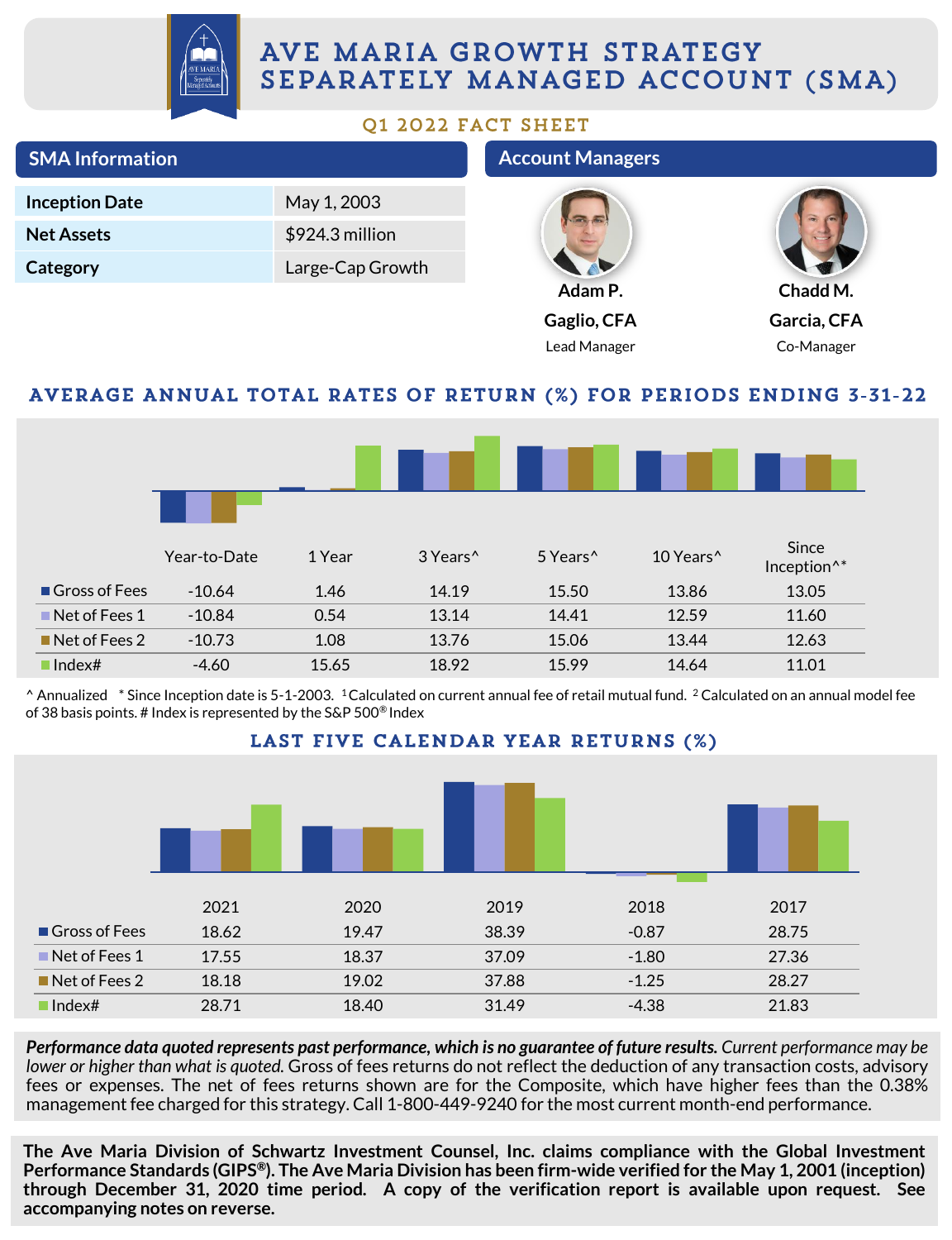# AVE MARIA GROWTH STRATEGY SEPARATELY MANAGED ACCOUNT (SMA)

## Q1 2022 FACT SHEET

## SMA Information

| | |
|---|---|
| **Inception Date** | May 1, 2003 |
| **Net Assets** | $924.3 million |
| **Category** | Large-Cap Growth |

## Account Managers

**Adam P. Gaglio, CFA**
Lead Manager

**Chadd M. Garcia, CFA**
Co-Manager

## AVERAGE ANNUAL TOTAL RATES OF RETURN (%) FOR PERIODS ENDING 3-31-22

| | Year-to-Date | 1 Year | 3 Years^ | 5 Years^ | 10 Years^ | Since Inception^* |
|---|---|---|---|---|---|---|
| Gross of Fees | -10.64 | 1.46 | 14.19 | 15.50 | 13.86 | 13.05 |
| Net of Fees 1 | -10.84 | 0.54 | 13.14 | 14.41 | 12.59 | 11.60 |
| Net of Fees 2 | -10.73 | 1.08 | 13.76 | 15.06 | 13.44 | 12.63 |
| Index# | -4.60 | 15.65 | 18.92 | 15.99 | 14.64 | 11.01 |

^ Annualized * Since Inception date is 5-1-2003. [1] Calculated on current annual fee of retail mutual fund. [2] Calculated on an annual model fee of 38 basis points. # Index is represented by the S&P 500® Index

## LAST FIVE CALENDAR YEAR RETURNS (%)

| | 2021 | 2020 | 2019 | 2018 | 2017 |
|---|---|---|---|---|---|
| Gross of Fees | 18.62 | 19.47 | 38.39 | -0.87 | 28.75 |
| Net of Fees 1 | 17.55 | 18.37 | 37.09 | -1.80 | 27.36 |
| Net of Fees 2 | 18.18 | 19.02 | 37.88 | -1.25 | 28.27 |
| Index# | 28.71 | 18.40 | 31.49 | -4.38 | 21.83 |

***Performance data quoted represents past performance, which is no guarantee of future results.*** *Current performance may be lower or higher than what is quoted.* Gross of fees returns do not reflect the deduction of any transaction costs, advisory fees or expenses. The net of fees returns shown are for the Composite, which have higher fees than the 0.38% management fee charged for this strategy. Call 1-800-449-9240 for the most current month-end performance.

**The Ave Maria Division of Schwartz Investment Counsel, Inc. claims compliance with the Global Investment Performance Standards (GIPS®). The Ave Maria Division has been firm-wide verified for the May 1, 2001 (inception) through December 31, 2020 time period. A copy of the verification report is available upon request. See accompanying notes on reverse.**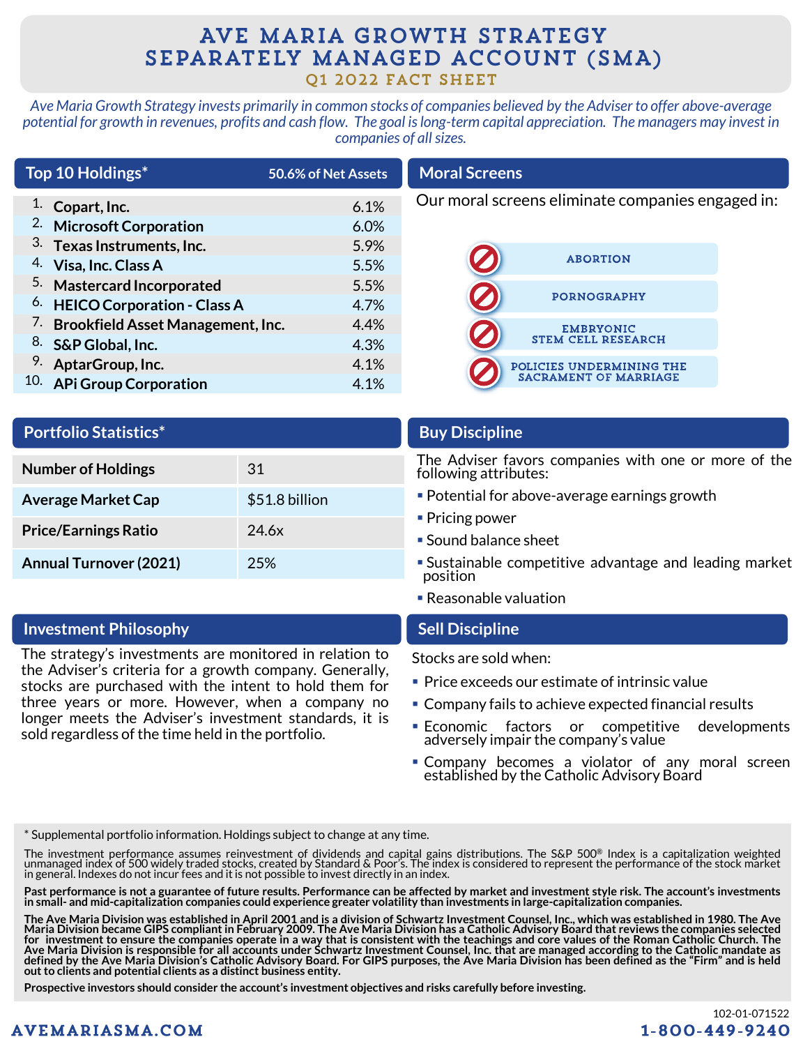# AVE MARIA GROWTH STRATEGY SEPARATELY MANAGED ACCOUNT (SMA)

## Q1 2022 FACT SHEET

*Ave Maria Growth Strategy invests primarily in common stocks of companies believed by the Adviser to offer above-average potential for growth in revenues, profits and cash flow. The goal is long-term capital appreciation. The managers may invest in companies of all sizes.*

## Top 10 Holdings* — 50.6% of Net Assets

| | Holding | % |
|---|---|---|
| 1. | **Copart, Inc.** | 6.1% |
| 2. | **Microsoft Corporation** | 6.0% |
| 3. | **Texas Instruments, Inc.** | 5.9% |
| 4. | **Visa, Inc. Class A** | 5.5% |
| 5. | **Mastercard Incorporated** | 5.5% |
| 6. | **HEICO Corporation - Class A** | 4.7% |
| 7. | **Brookfield Asset Management, Inc.** | 4.4% |
| 8. | **S&P Global, Inc.** | 4.3% |
| 9. | **AptarGroup, Inc.** | 4.1% |
| 10. | **APi Group Corporation** | 4.1% |

## Moral Screens

Our moral screens eliminate companies engaged in:

- ABORTION
- PORNOGRAPHY
- EMBRYONIC STEM CELL RESEARCH
- POLICIES UNDERMINING THE SACRAMENT OF MARRIAGE

## Portfolio Statistics*

| | |
|---|---|
| **Number of Holdings** | 31 |
| **Average Market Cap** | $51.8 billion |
| **Price/Earnings Ratio** | 24.6x |
| **Annual Turnover (2021)** | 25% |

## Buy Discipline

The Adviser favors companies with one or more of the following attributes:

- Potential for above-average earnings growth
- Pricing power
- Sound balance sheet
- Sustainable competitive advantage and leading market position
- Reasonable valuation

## Investment Philosophy

The strategy's investments are monitored in relation to the Adviser's criteria for a growth company. Generally, stocks are purchased with the intent to hold them for three years or more. However, when a company no longer meets the Adviser's investment standards, it is sold regardless of the time held in the portfolio.

## Sell Discipline

Stocks are sold when:

- Price exceeds our estimate of intrinsic value
- Company fails to achieve expected financial results
- Economic factors or competitive developments adversely impair the company's value
- Company becomes a violator of any moral screen established by the Catholic Advisory Board

\* Supplemental portfolio information. Holdings subject to change at any time.

The investment performance assumes reinvestment of dividends and capital gains distributions. The S&P 500® Index is a capitalization weighted unmanaged index of 500 widely traded stocks, created by Standard & Poor's. The index is considered to represent the performance of the stock market in general. Indexes do not incur fees and it is not possible to invest directly in an index.

**Past performance is not a guarantee of future results. Performance can be affected by market and investment style risk. The account's investments in small- and mid-capitalization companies could experience greater volatility than investments in large-capitalization companies.**

**The Ave Maria Division was established in April 2001 and is a division of Schwartz Investment Counsel, Inc., which was established in 1980. The Ave Maria Division became GIPS compliant in February 2009. The Ave Maria Division has a Catholic Advisory Board that reviews the companies selected for investment to ensure the companies operate in a way that is consistent with the teachings and core values of the Roman Catholic Church. The Ave Maria Division is responsible for all accounts under Schwartz Investment Counsel, Inc. that are managed according to the Catholic mandate as defined by the Ave Maria Division's Catholic Advisory Board. For GIPS purposes, the Ave Maria Division has been defined as the "Firm" and is held out to clients and potential clients as a distinct business entity.**

**Prospective investors should consider the account's investment objectives and risks carefully before investing.**

102-01-071522

AVEMARIASMA.COM

1-800-449-9240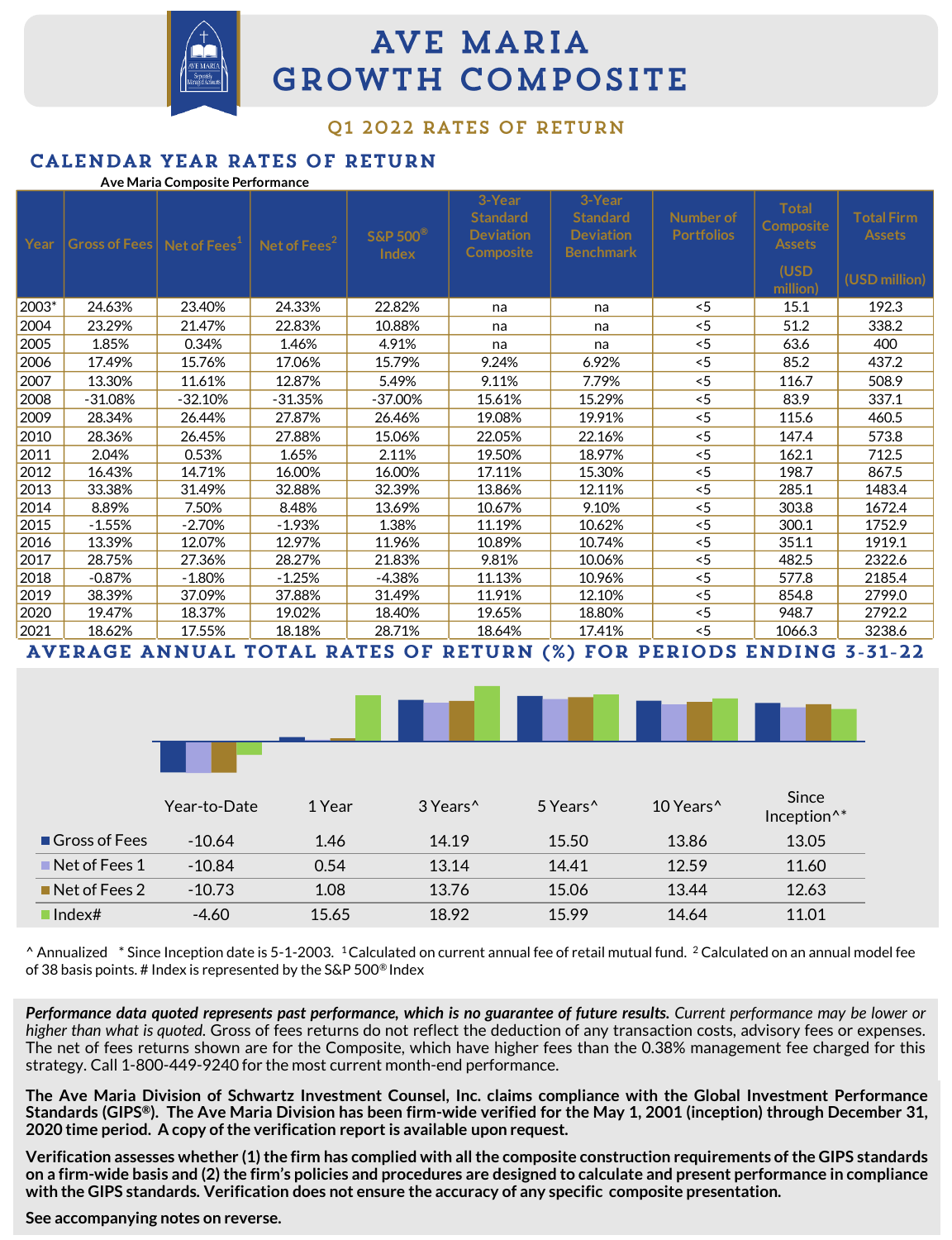# AVE MARIA GROWTH COMPOSITE

## Q1 2022 RATES OF RETURN

## CALENDAR YEAR RATES OF RETURN

Ave Maria Composite Performance

| Year | Gross of Fees | Net of Fees[1] | Net of Fees[2] | S&P 500® Index | 3-Year Standard Deviation Composite | 3-Year Standard Deviation Benchmark | Number of Portfolios | Total Composite Assets (USD million) | Total Firm Assets (USD million) |
|---|---|---|---|---|---|---|---|---|---|
| 2003* | 24.63% | 23.40% | 24.33% | 22.82% | na | na | <5 | 15.1 | 192.3 |
| 2004 | 23.29% | 21.47% | 22.83% | 10.88% | na | na | <5 | 51.2 | 338.2 |
| 2005 | 1.85% | 0.34% | 1.46% | 4.91% | na | na | <5 | 63.6 | 400 |
| 2006 | 17.49% | 15.76% | 17.06% | 15.79% | 9.24% | 6.92% | <5 | 85.2 | 437.2 |
| 2007 | 13.30% | 11.61% | 12.87% | 5.49% | 9.11% | 7.79% | <5 | 116.7 | 508.9 |
| 2008 | -31.08% | -32.10% | -31.35% | -37.00% | 15.61% | 15.29% | <5 | 83.9 | 337.1 |
| 2009 | 28.34% | 26.44% | 27.87% | 26.46% | 19.08% | 19.91% | <5 | 115.6 | 460.5 |
| 2010 | 28.36% | 26.45% | 27.88% | 15.06% | 22.05% | 22.16% | <5 | 147.4 | 573.8 |
| 2011 | 2.04% | 0.53% | 1.65% | 2.11% | 19.50% | 18.97% | <5 | 162.1 | 712.5 |
| 2012 | 16.43% | 14.71% | 16.00% | 16.00% | 17.11% | 15.30% | <5 | 198.7 | 867.5 |
| 2013 | 33.38% | 31.49% | 32.88% | 32.39% | 13.86% | 12.11% | <5 | 285.1 | 1483.4 |
| 2014 | 8.89% | 7.50% | 8.48% | 13.69% | 10.67% | 9.10% | <5 | 303.8 | 1672.4 |
| 2015 | -1.55% | -2.70% | -1.93% | 1.38% | 11.19% | 10.62% | <5 | 300.1 | 1752.9 |
| 2016 | 13.39% | 12.07% | 12.97% | 11.96% | 10.89% | 10.74% | <5 | 351.1 | 1919.1 |
| 2017 | 28.75% | 27.36% | 28.27% | 21.83% | 9.81% | 10.06% | <5 | 482.5 | 2322.6 |
| 2018 | -0.87% | -1.80% | -1.25% | -4.38% | 11.13% | 10.96% | <5 | 577.8 | 2185.4 |
| 2019 | 38.39% | 37.09% | 37.88% | 31.49% | 11.91% | 12.10% | <5 | 854.8 | 2799.0 |
| 2020 | 19.47% | 18.37% | 19.02% | 18.40% | 19.65% | 18.80% | <5 | 948.7 | 2792.2 |
| 2021 | 18.62% | 17.55% | 18.18% | 28.71% | 18.64% | 17.41% | <5 | 1066.3 | 3238.6 |

## AVERAGE ANNUAL TOTAL RATES OF RETURN (%) FOR PERIODS ENDING 3-31-22

| | Year-to-Date | 1 Year | 3 Years^ | 5 Years^ | 10 Years^ | Since Inception^* |
|---|---|---|---|---|---|---|
| Gross of Fees | -10.64 | 1.46 | 14.19 | 15.50 | 13.86 | 13.05 |
| Net of Fees 1 | -10.84 | 0.54 | 13.14 | 14.41 | 12.59 | 11.60 |
| Net of Fees 2 | -10.73 | 1.08 | 13.76 | 15.06 | 13.44 | 12.63 |
| Index# | -4.60 | 15.65 | 18.92 | 15.99 | 14.64 | 11.01 |

^ Annualized * Since Inception date is 5-1-2003. [1] Calculated on current annual fee of retail mutual fund. [2] Calculated on an annual model fee of 38 basis points. # Index is represented by the S&P 500® Index

***Performance data quoted represents past performance, which is no guarantee of future results.*** *Current performance may be lower or higher than what is quoted.* Gross of fees returns do not reflect the deduction of any transaction costs, advisory fees or expenses. The net of fees returns shown are for the Composite, which have higher fees than the 0.38% management fee charged for this strategy. Call 1-800-449-9240 for the most current month-end performance.

**The Ave Maria Division of Schwartz Investment Counsel, Inc. claims compliance with the Global Investment Performance Standards (GIPS®). The Ave Maria Division has been firm-wide verified for the May 1, 2001 (inception) through December 31, 2020 time period. A copy of the verification report is available upon request.**

**Verification assesses whether (1) the firm has complied with all the composite construction requirements of the GIPS standards on a firm-wide basis and (2) the firm's policies and procedures are designed to calculate and present performance in compliance with the GIPS standards. Verification does not ensure the accuracy of any specific composite presentation.**

**See accompanying notes on reverse.**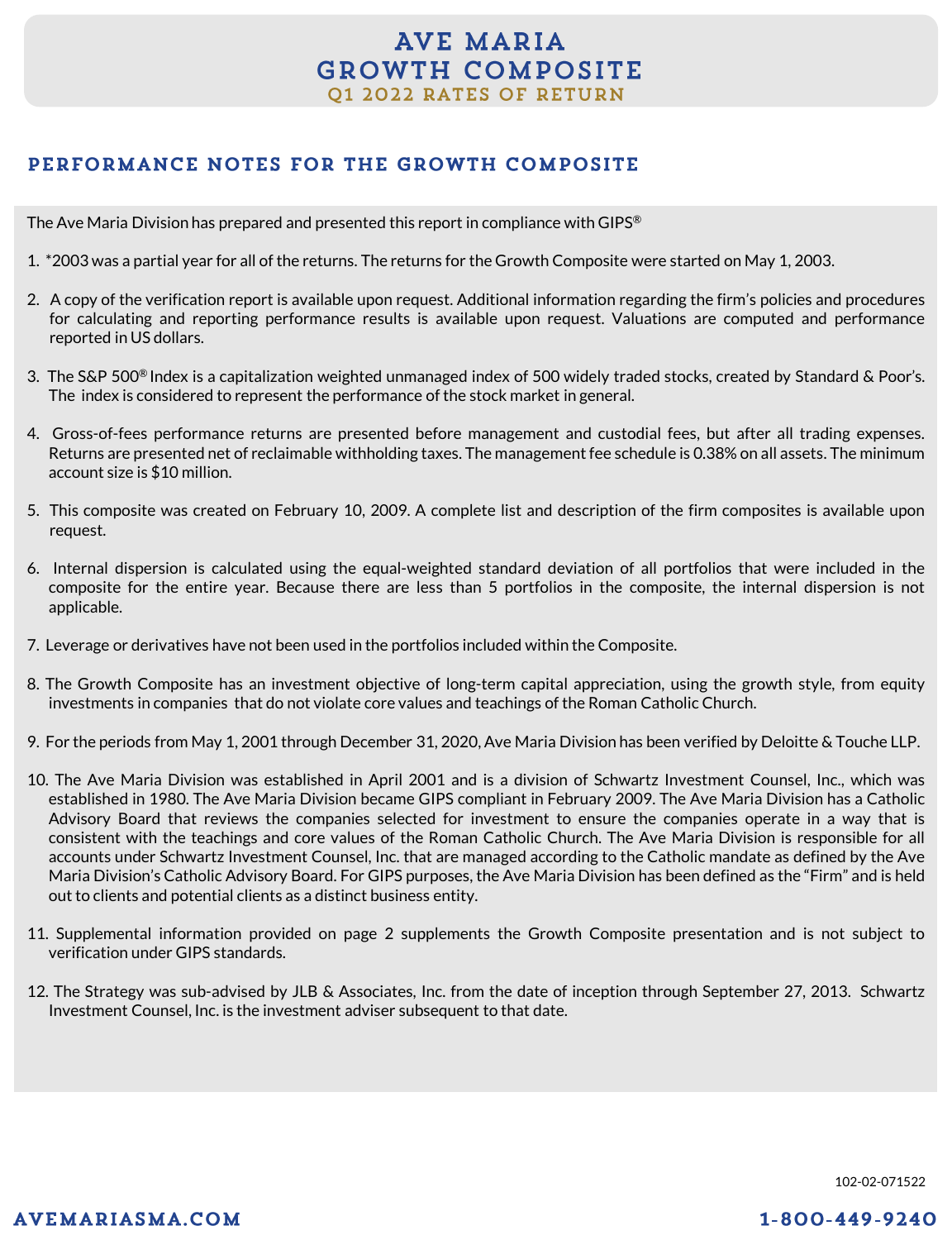# AVE MARIA GROWTH COMPOSITE

### Q1 2022 RATES OF RETURN

## PERFORMANCE NOTES FOR THE GROWTH COMPOSITE

The Ave Maria Division has prepared and presented this report in compliance with GIPS®

1. *2003 was a partial year for all of the returns. The returns for the Growth Composite were started on May 1, 2003.
2. A copy of the verification report is available upon request. Additional information regarding the firm's policies and procedures for calculating and reporting performance results is available upon request. Valuations are computed and performance reported in US dollars.
3. The S&P 500® Index is a capitalization weighted unmanaged index of 500 widely traded stocks, created by Standard & Poor's. The index is considered to represent the performance of the stock market in general.
4. Gross-of-fees performance returns are presented before management and custodial fees, but after all trading expenses. Returns are presented net of reclaimable withholding taxes. The management fee schedule is 0.38% on all assets. The minimum account size is $10 million.
5. This composite was created on February 10, 2009. A complete list and description of the firm composites is available upon request.
6. Internal dispersion is calculated using the equal-weighted standard deviation of all portfolios that were included in the composite for the entire year. Because there are less than 5 portfolios in the composite, the internal dispersion is not applicable.
7. Leverage or derivatives have not been used in the portfolios included within the Composite.
8. The Growth Composite has an investment objective of long-term capital appreciation, using the growth style, from equity investments in companies that do not violate core values and teachings of the Roman Catholic Church.
9. For the periods from May 1, 2001 through December 31, 2020, Ave Maria Division has been verified by Deloitte & Touche LLP.
10. The Ave Maria Division was established in April 2001 and is a division of Schwartz Investment Counsel, Inc., which was established in 1980. The Ave Maria Division became GIPS compliant in February 2009. The Ave Maria Division has a Catholic Advisory Board that reviews the companies selected for investment to ensure the companies operate in a way that is consistent with the teachings and core values of the Roman Catholic Church. The Ave Maria Division is responsible for all accounts under Schwartz Investment Counsel, Inc. that are managed according to the Catholic mandate as defined by the Ave Maria Division's Catholic Advisory Board. For GIPS purposes, the Ave Maria Division has been defined as the "Firm" and is held out to clients and potential clients as a distinct business entity.
11. Supplemental information provided on page 2 supplements the Growth Composite presentation and is not subject to verification under GIPS standards.
12. The Strategy was sub-advised by JLB & Associates, Inc. from the date of inception through September 27, 2013. Schwartz Investment Counsel, Inc. is the investment adviser subsequent to that date.

102-02-071522

AVEMARIASMA.COM

1-800-449-9240